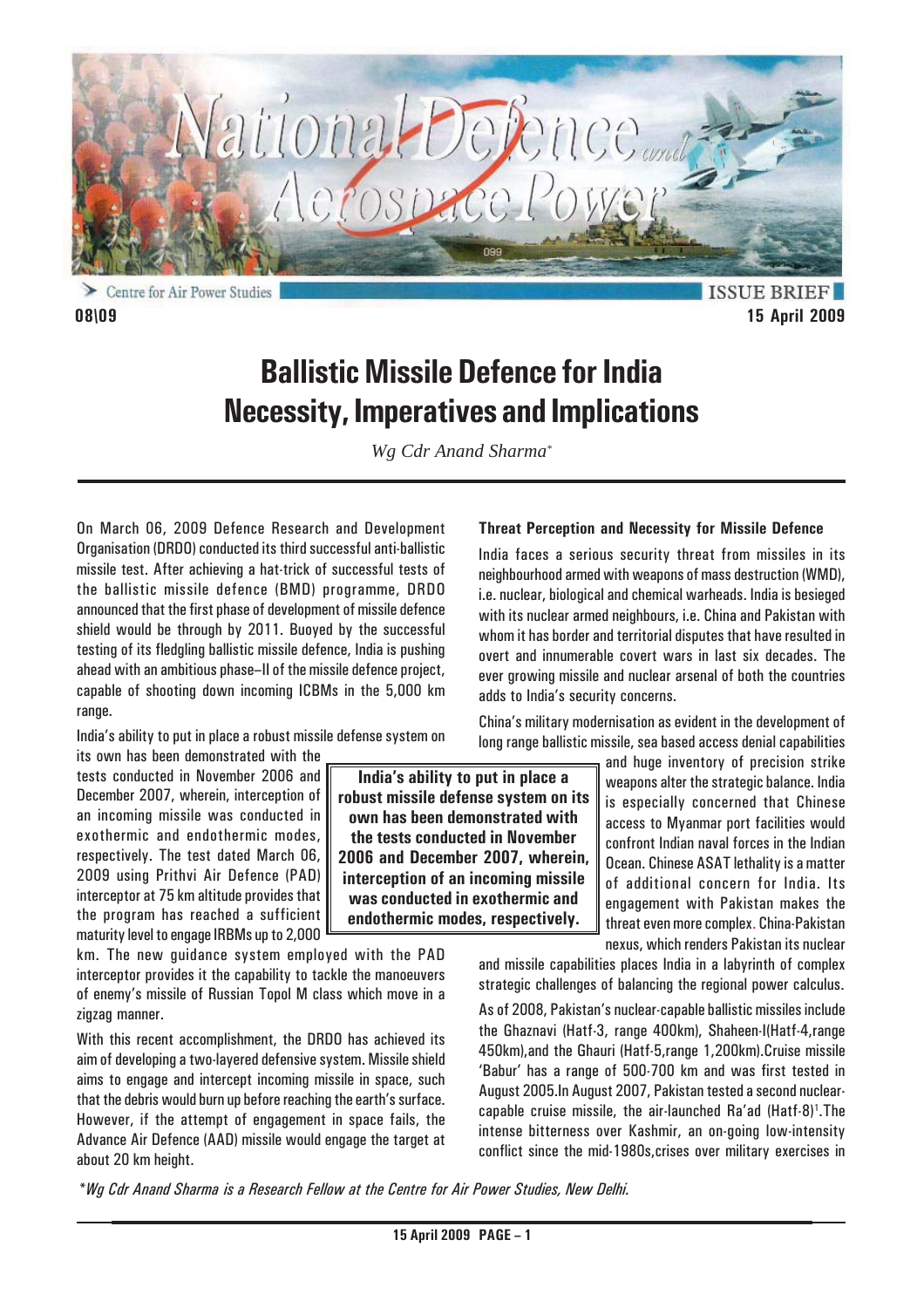ISSUE BRIEF

08\09

15 April 2009

# Ballistic Missile Defence for India Necessity, Imperatives and Implications

*Wg Cdr Anand Sharma**

On March 06, 2009 Defence Research and Development Organisation (DRDO) conducted its third successful anti-ballistic missile test. After achieving a hat-trick of successful tests of the ballistic missile defence (BMD) programme, DRDO announced that the first phase of development of missile defence shield would be through by 2011. Buoyed by the successful testing of its fledgling ballistic missile defence, India is pushing ahead with an ambitious phase–II of the missile defence project, capable of shooting down incoming ICBMs in the 5,000 km range.

India's ability to put in place a robust missile defense system on its own has been demonstrated with the tests conducted in November 2006 and December 2007, wherein, interception of an incoming missile was conducted in exothermic and endothermic modes, respectively. The test dated March 06, 2009 using Prithvi Air Defence (PAD) interceptor at 75 km altitude provides that the program has reached a sufficient maturity level to engage IRBMs up to 2,000 km. The new guidance system employed with the PAD interceptor provides it the capability to tackle the manoeuvers of enemy's missile of Russian Topol M class which move in a zigzag manner.

**India's ability to put in place a robust missile defense system on its own has been demonstrated with the tests conducted in November 2006 and December 2007, wherein, interception of an incoming missile was conducted in exothermic and endothermic modes, respectively.**

With this recent accomplishment, the DRDO has achieved its aim of developing a two-layered defensive system. Missile shield aims to engage and intercept incoming missile in space, such that the debris would burn up before reaching the earth's surface. However, if the attempt of engagement in space fails, the Advance Air Defence (AAD) missile would engage the target at about 20 km height.

### Threat Perception and Necessity for Missile Defence

India faces a serious security threat from missiles in its neighbourhood armed with weapons of mass destruction (WMD), i.e. nuclear, biological and chemical warheads. India is besieged with its nuclear armed neighbours, i.e. China and Pakistan with whom it has border and territorial disputes that have resulted in overt and innumerable covert wars in last six decades. The ever growing missile and nuclear arsenal of both the countries adds to India's security concerns.

China's military modernisation as evident in the development of long range ballistic missile, sea based access denial capabilities and huge inventory of precision strike weapons alter the strategic balance. India is especially concerned that Chinese access to Myanmar port facilities would confront Indian naval forces in the Indian Ocean. Chinese ASAT lethality is a matter of additional concern for India. Its engagement with Pakistan makes the threat even more complex. China-Pakistan nexus, which renders Pakistan its nuclear and missile capabilities places India in a labyrinth of complex strategic challenges of balancing the regional power calculus.

As of 2008, Pakistan's nuclear-capable ballistic missiles include the Ghaznavi (Hatf-3, range 400km), Shaheen-I(Hatf-4,range 450km),and the Ghauri (Hatf-5,range 1,200km).Cruise missile 'Babur' has a range of 500-700 km and was first tested in August 2005.In August 2007, Pakistan tested a second nuclear-capable cruise missile, the air-launched Ra'ad (Hatf-8)[1].The intense bitterness over Kashmir, an on-going low-intensity conflict since the mid-1980s,crises over military exercises in

*Wg Cdr Anand Sharma is a Research Fellow at the Centre for Air Power Studies, New Delhi.*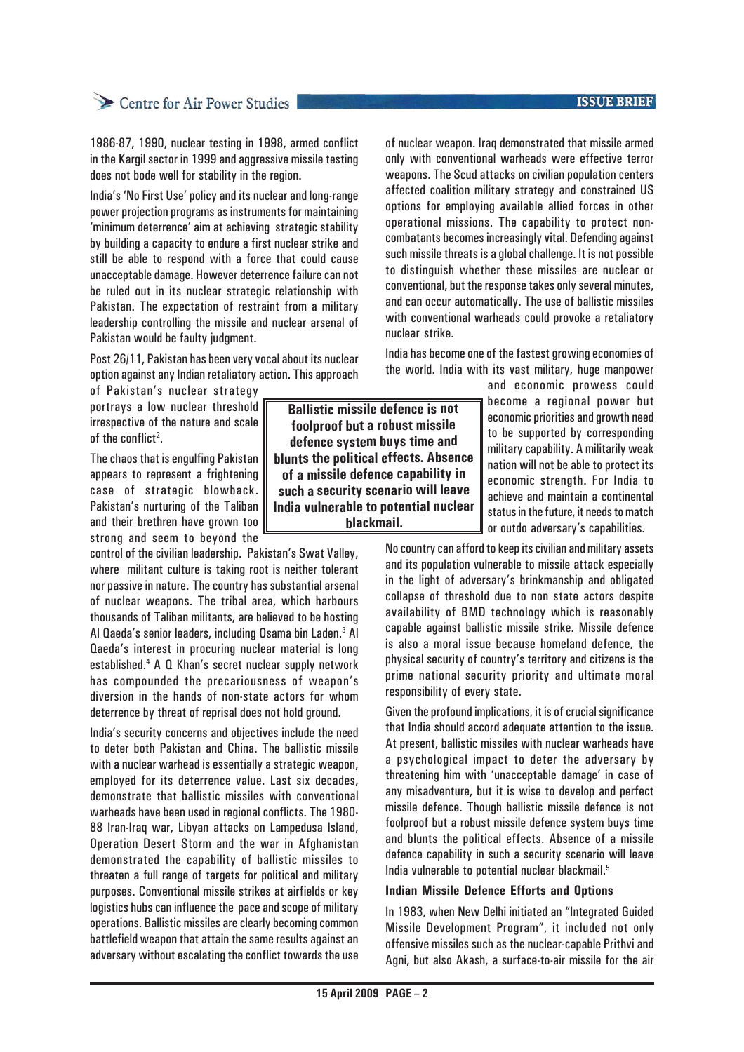1986-87, 1990, nuclear testing in 1998, armed conflict in the Kargil sector in 1999 and aggressive missile testing does not bode well for stability in the region.

India's 'No First Use' policy and its nuclear and long-range power projection programs as instruments for maintaining 'minimum deterrence' aim at achieving strategic stability by building a capacity to endure a first nuclear strike and still be able to respond with a force that could cause unacceptable damage. However deterrence failure can not be ruled out in its nuclear strategic relationship with Pakistan. The expectation of restraint from a military leadership controlling the missile and nuclear arsenal of Pakistan would be faulty judgment.

Post 26/11, Pakistan has been very vocal about its nuclear option against any Indian retaliatory action. This approach of Pakistan's nuclear strategy portrays a low nuclear threshold irrespective of the nature and scale of the conflict[2].

The chaos that is engulfing Pakistan appears to represent a frightening case of strategic blowback. Pakistan's nurturing of the Taliban and their brethren have grown too strong and seem to beyond the control of the civilian leadership. Pakistan's Swat Valley, where militant culture is taking root is neither tolerant nor passive in nature. The country has substantial arsenal of nuclear weapons. The tribal area, which harbours thousands of Taliban militants, are believed to be hosting Al Qaeda's senior leaders, including Osama bin Laden.[3] Al Qaeda's interest in procuring nuclear material is long established.[4] A Q Khan's secret nuclear supply network has compounded the precariousness of weapon's diversion in the hands of non-state actors for whom deterrence by threat of reprisal does not hold ground.

India's security concerns and objectives include the need to deter both Pakistan and China. The ballistic missile with a nuclear warhead is essentially a strategic weapon, employed for its deterrence value. Last six decades, demonstrate that ballistic missiles with conventional warheads have been used in regional conflicts. The 1980-88 Iran-Iraq war, Libyan attacks on Lampedusa Island, Operation Desert Storm and the war in Afghanistan demonstrated the capability of ballistic missiles to threaten a full range of targets for political and military purposes. Conventional missile strikes at airfields or key logistics hubs can influence the pace and scope of military operations. Ballistic missiles are clearly becoming common battlefield weapon that attain the same results against an adversary without escalating the conflict towards the use of nuclear weapon. Iraq demonstrated that missile armed only with conventional warheads were effective terror weapons. The Scud attacks on civilian population centers affected coalition military strategy and constrained US options for employing available allied forces in other operational missions. The capability to protect non-combatants becomes increasingly vital. Defending against such missile threats is a global challenge. It is not possible to distinguish whether these missiles are nuclear or conventional, but the response takes only several minutes, and can occur automatically. The use of ballistic missiles with conventional warheads could provoke a retaliatory nuclear strike.

India has become one of the fastest growing economies of the world. India with its vast military, huge manpower and economic prowess could become a regional power but economic priorities and growth need to be supported by corresponding military capability. A militarily weak nation will not be able to protect its economic strength. For India to achieve and maintain a continental status in the future, it needs to match or outdo adversary's capabilities.

**Ballistic missile defence is not foolproof but a robust missile defence system buys time and blunts the political effects. Absence of a missile defence capability in such a security scenario will leave India vulnerable to potential nuclear blackmail.**

No country can afford to keep its civilian and military assets and its population vulnerable to missile attack especially in the light of adversary's brinkmanship and obligated collapse of threshold due to non state actors despite availability of BMD technology which is reasonably capable against ballistic missile strike. Missile defence is also a moral issue because homeland defence, the physical security of country's territory and citizens is the prime national security priority and ultimate moral responsibility of every state.

Given the profound implications, it is of crucial significance that India should accord adequate attention to the issue. At present, ballistic missiles with nuclear warheads have a psychological impact to deter the adversary by threatening him with 'unacceptable damage' in case of any misadventure, but it is wise to develop and perfect missile defence. Though ballistic missile defence is not foolproof but a robust missile defence system buys time and blunts the political effects. Absence of a missile defence capability in such a security scenario will leave India vulnerable to potential nuclear blackmail.[5]

### Indian Missile Defence Efforts and Options

In 1983, when New Delhi initiated an "Integrated Guided Missile Development Program", it included not only offensive missiles such as the nuclear-capable Prithvi and Agni, but also Akash, a surface-to-air missile for the air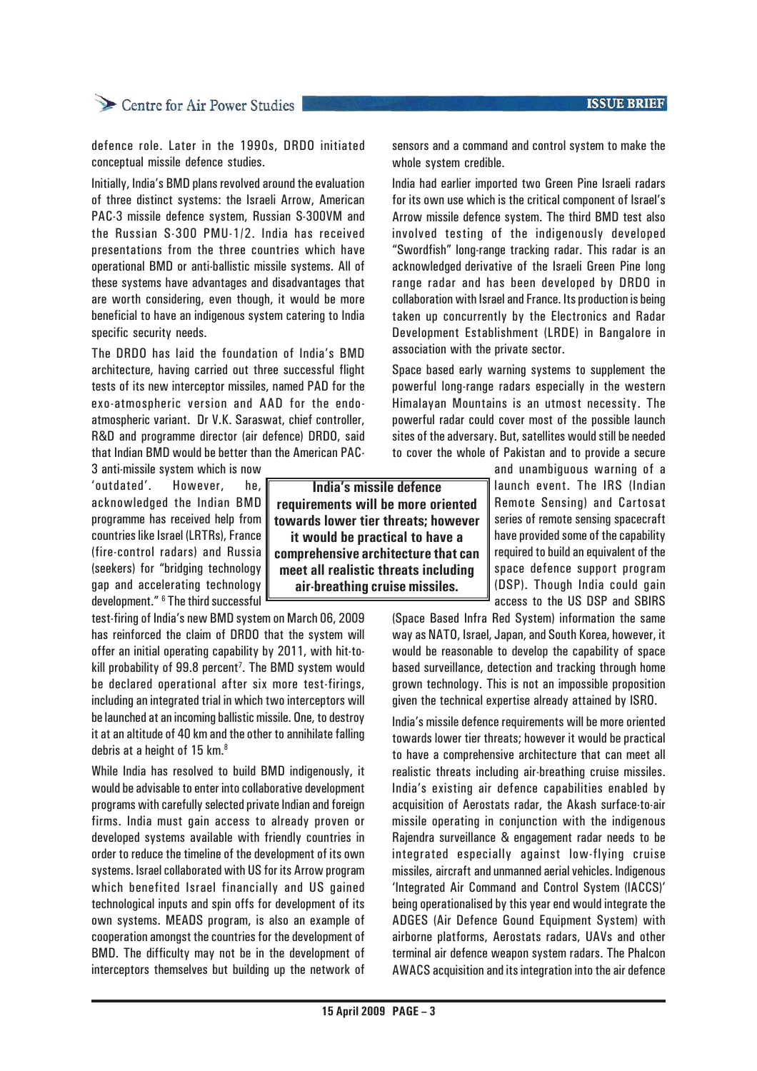defence role. Later in the 1990s, DRDO initiated conceptual missile defence studies.

Initially, India's BMD plans revolved around the evaluation of three distinct systems: the Israeli Arrow, American PAC-3 missile defence system, Russian S-300VM and the Russian S-300 PMU-1/2. India has received presentations from the three countries which have operational BMD or anti-ballistic missile systems. All of these systems have advantages and disadvantages that are worth considering, even though, it would be more beneficial to have an indigenous system catering to India specific security needs.

The DRDO has laid the foundation of India's BMD architecture, having carried out three successful flight tests of its new interceptor missiles, named PAD for the exo-atmospheric version and AAD for the endo-atmospheric variant. Dr V.K. Saraswat, chief controller, R&D and programme director (air defence) DRDO, said that Indian BMD would be better than the American PAC-3 anti-missile system which is now 'outdated'. However, he, acknowledged the Indian BMD programme has received help from countries like Israel (LRTRs), France (fire-control radars) and Russia (seekers) for "bridging technology gap and accelerating technology development." [6] The third successful test-firing of India's new BMD system on March 06, 2009 has reinforced the claim of DRDO that the system will offer an initial operating capability by 2011, with hit-to-kill probability of 99.8 percent[7]. The BMD system would be declared operational after six more test-firings, including an integrated trial in which two interceptors will be launched at an incoming ballistic missile. One, to destroy it at an altitude of 40 km and the other to annihilate falling debris at a height of 15 km.[8]

**India's missile defence requirements will be more oriented towards lower tier threats; however it would be practical to have a comprehensive architecture that can meet all realistic threats including air-breathing cruise missiles.**

While India has resolved to build BMD indigenously, it would be advisable to enter into collaborative development programs with carefully selected private Indian and foreign firms. India must gain access to already proven or developed systems available with friendly countries in order to reduce the timeline of the development of its own systems. Israel collaborated with US for its Arrow program which benefited Israel financially and US gained technological inputs and spin offs for development of its own systems. MEADS program, is also an example of cooperation amongst the countries for the development of BMD. The difficulty may not be in the development of interceptors themselves but building up the network of sensors and a command and control system to make the whole system credible.

India had earlier imported two Green Pine Israeli radars for its own use which is the critical component of Israel's Arrow missile defence system. The third BMD test also involved testing of the indigenously developed "Swordfish" long-range tracking radar. This radar is an acknowledged derivative of the Israeli Green Pine long range radar and has been developed by DRDO in collaboration with Israel and France. Its production is being taken up concurrently by the Electronics and Radar Development Establishment (LRDE) in Bangalore in association with the private sector.

Space based early warning systems to supplement the powerful long-range radars especially in the western Himalayan Mountains is an utmost necessity. The powerful radar could cover most of the possible launch sites of the adversary. But, satellites would still be needed to cover the whole of Pakistan and to provide a secure and unambiguous warning of a launch event. The IRS (Indian Remote Sensing) and Cartosat series of remote sensing spacecraft have provided some of the capability required to build an equivalent of the space defence support program (DSP). Though India could gain access to the US DSP and SBIRS (Space Based Infra Red System) information the same way as NATO, Israel, Japan, and South Korea, however, it would be reasonable to develop the capability of space based surveillance, detection and tracking through home grown technology. This is not an impossible proposition given the technical expertise already attained by ISRO.

India's missile defence requirements will be more oriented towards lower tier threats; however it would be practical to have a comprehensive architecture that can meet all realistic threats including air-breathing cruise missiles. India's existing air defence capabilities enabled by acquisition of Aerostats radar, the Akash surface-to-air missile operating in conjunction with the indigenous Rajendra surveillance & engagement radar needs to be integrated especially against low-flying cruise missiles, aircraft and unmanned aerial vehicles. Indigenous 'Integrated Air Command and Control System (IACCS)' being operationalised by this year end would integrate the ADGES (Air Defence Gound Equipment System) with airborne platforms, Aerostats radars, UAVs and other terminal air defence weapon system radars. The Phalcon AWACS acquisition and its integration into the air defence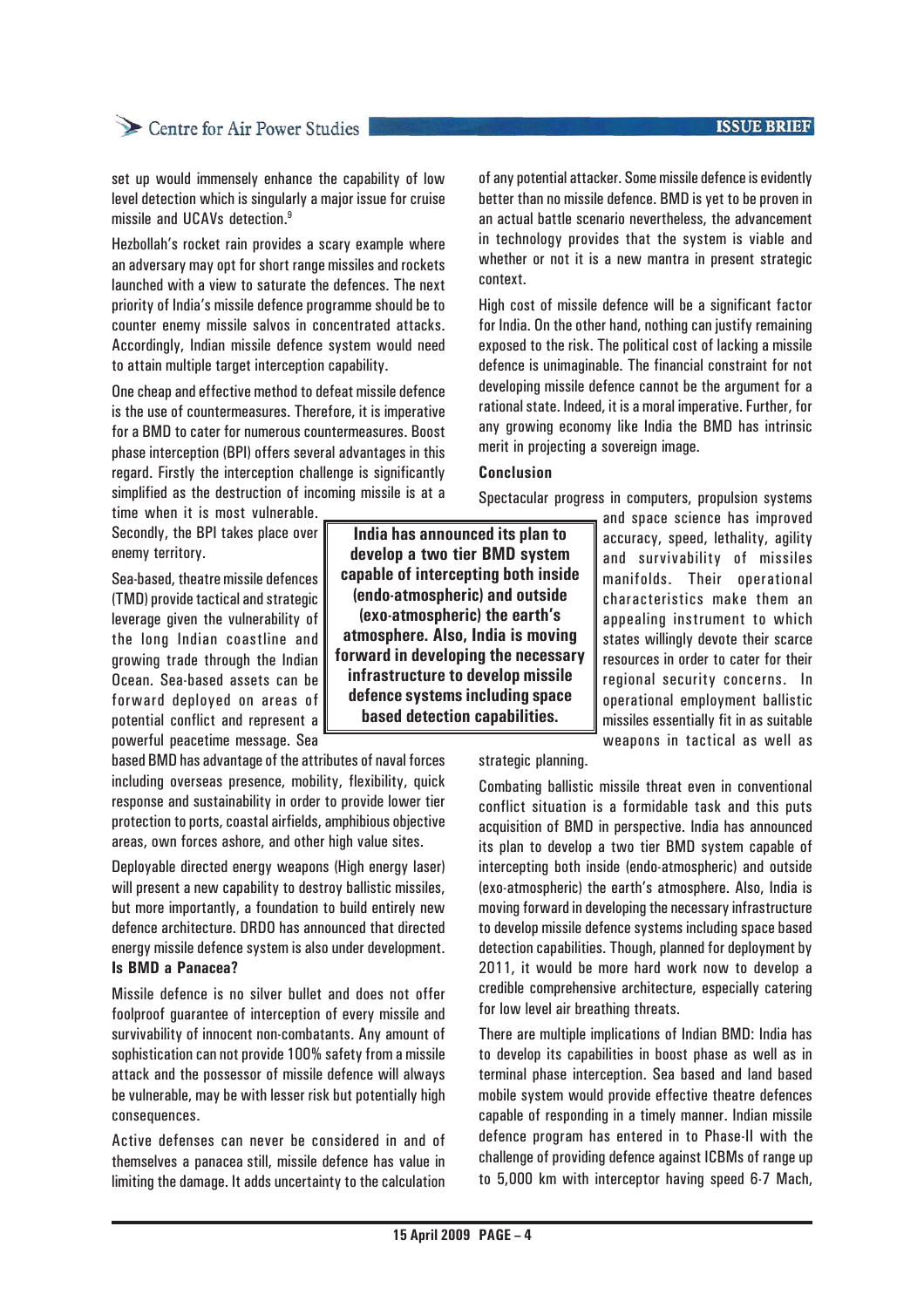set up would immensely enhance the capability of low level detection which is singularly a major issue for cruise missile and UCAVs detection.[9]

Hezbollah's rocket rain provides a scary example where an adversary may opt for short range missiles and rockets launched with a view to saturate the defences. The next priority of India's missile defence programme should be to counter enemy missile salvos in concentrated attacks. Accordingly, Indian missile defence system would need to attain multiple target interception capability.

One cheap and effective method to defeat missile defence is the use of countermeasures. Therefore, it is imperative for a BMD to cater for numerous countermeasures. Boost phase interception (BPI) offers several advantages in this regard. Firstly the interception challenge is significantly simplified as the destruction of incoming missile is at a time when it is most vulnerable. Secondly, the BPI takes place over enemy territory.

Sea-based, theatre missile defences (TMD) provide tactical and strategic leverage given the vulnerability of the long Indian coastline and growing trade through the Indian Ocean. Sea-based assets can be forward deployed on areas of potential conflict and represent a powerful peacetime message. Sea based BMD has advantage of the attributes of naval forces including overseas presence, mobility, flexibility, quick response and sustainability in order to provide lower tier protection to ports, coastal airfields, amphibious objective areas, own forces ashore, and other high value sites.

**India has announced its plan to develop a two tier BMD system capable of intercepting both inside (endo-atmospheric) and outside (exo-atmospheric) the earth's atmosphere. Also, India is moving forward in developing the necessary infrastructure to develop missile defence systems including space based detection capabilities.**

Deployable directed energy weapons (High energy laser) will present a new capability to destroy ballistic missiles, but more importantly, a foundation to build entirely new defence architecture. DRDO has announced that directed energy missile defence system is also under development.

## Is BMD a Panacea?

Missile defence is no silver bullet and does not offer foolproof guarantee of interception of every missile and survivability of innocent non-combatants. Any amount of sophistication can not provide 100% safety from a missile attack and the possessor of missile defence will always be vulnerable, may be with lesser risk but potentially high consequences.

Active defenses can never be considered in and of themselves a panacea still, missile defence has value in limiting the damage. It adds uncertainty to the calculation of any potential attacker. Some missile defence is evidently better than no missile defence. BMD is yet to be proven in an actual battle scenario nevertheless, the advancement in technology provides that the system is viable and whether or not it is a new mantra in present strategic context.

High cost of missile defence will be a significant factor for India. On the other hand, nothing can justify remaining exposed to the risk. The political cost of lacking a missile defence is unimaginable. The financial constraint for not developing missile defence cannot be the argument for a rational state. Indeed, it is a moral imperative. Further, for any growing economy like India the BMD has intrinsic merit in projecting a sovereign image.

## Conclusion

Spectacular progress in computers, propulsion systems and space science has improved accuracy, speed, lethality, agility and survivability of missiles manifolds. Their operational characteristics make them an appealing instrument to which states willingly devote their scarce resources in order to cater for their regional security concerns. In operational employment ballistic missiles essentially fit in as suitable weapons in tactical as well as strategic planning.

Combating ballistic missile threat even in conventional conflict situation is a formidable task and this puts acquisition of BMD in perspective. India has announced its plan to develop a two tier BMD system capable of intercepting both inside (endo-atmospheric) and outside (exo-atmospheric) the earth's atmosphere. Also, India is moving forward in developing the necessary infrastructure to develop missile defence systems including space based detection capabilities. Though, planned for deployment by 2011, it would be more hard work now to develop a credible comprehensive architecture, especially catering for low level air breathing threats.

There are multiple implications of Indian BMD: India has to develop its capabilities in boost phase as well as in terminal phase interception. Sea based and land based mobile system would provide effective theatre defences capable of responding in a timely manner. Indian missile defence program has entered in to Phase-II with the challenge of providing defence against ICBMs of range up to 5,000 km with interceptor having speed 6-7 Mach,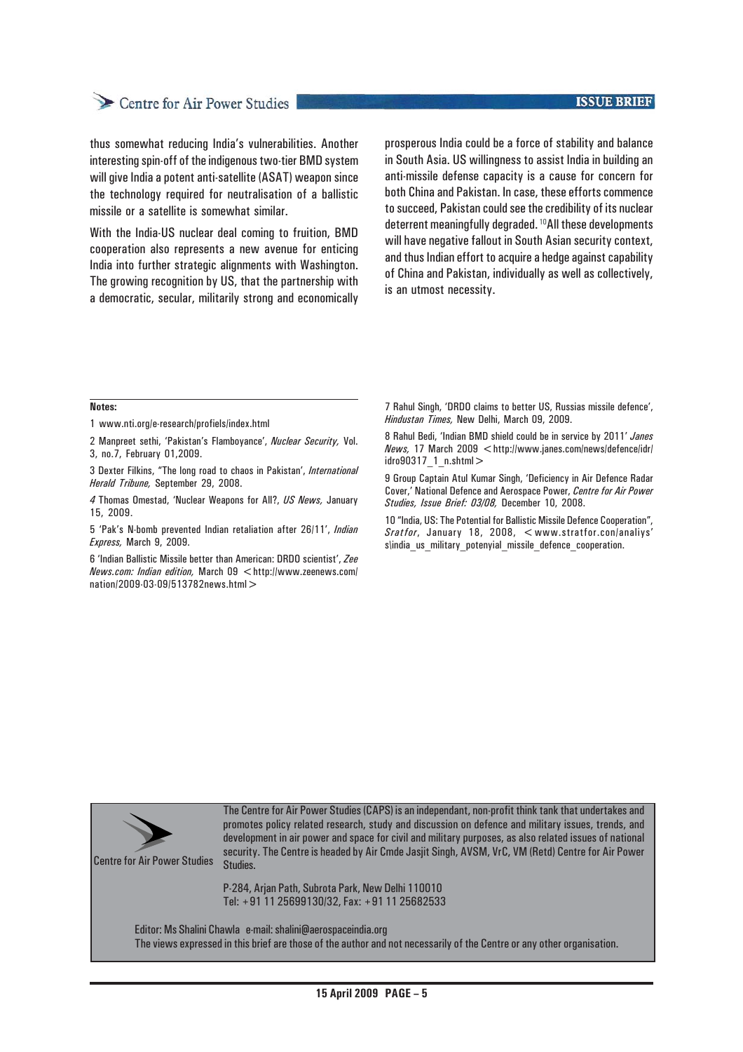thus somewhat reducing India's vulnerabilities. Another interesting spin-off of the indigenous two-tier BMD system will give India a potent anti-satellite (ASAT) weapon since the technology required for neutralisation of a ballistic missile or a satellite is somewhat similar.

With the India-US nuclear deal coming to fruition, BMD cooperation also represents a new avenue for enticing India into further strategic alignments with Washington. The growing recognition by US, that the partnership with a democratic, secular, militarily strong and economically prosperous India could be a force of stability and balance in South Asia. US willingness to assist India in building an anti-missile defense capacity is a cause for concern for both China and Pakistan. In case, these efforts commence to succeed, Pakistan could see the credibility of its nuclear deterrent meaningfully degraded. [10]All these developments will have negative fallout in South Asian security context, and thus Indian effort to acquire a hedge against capability of China and Pakistan, individually as well as collectively, is an utmost necessity.

**Notes:**

1 www.nti.org/e-research/profiels/index.html

2 Manpreet sethi, 'Pakistan's Flamboyance', *Nuclear Security,* Vol. 3, no.7, February 01,2009.

3 Dexter Filkins, "The long road to chaos in Pakistan', *International Herald Tribune,* September 29, 2008.

*4* Thomas Omestad, 'Nuclear Weapons for All?, *US News,* January 15, 2009.

5 'Pak's N-bomb prevented Indian retaliation after 26/11', *Indian Express,* March 9, 2009.

6 'Indian Ballistic Missile better than American: DRDO scientist', *Zee News.com: Indian edition,* March 09 <http://www.zeenews.com/nation/2009-03-09/513782news.html>

7 Rahul Singh, 'DRDO claims to better US, Russias missile defence', *Hindustan Times,* New Delhi, March 09, 2009.

8 Rahul Bedi, 'Indian BMD shield could be in service by 2011' *Janes News,* 17 March 2009 <http://www.janes.com/news/defence/idr/idro90317_1_n.shtml>

9 Group Captain Atul Kumar Singh, 'Deficiency in Air Defence Radar Cover,' National Defence and Aerospace Power, *Centre for Air Power Studies, Issue Brief: 03/08,* December 10, 2008.

10 "India, US: The Potential for Ballistic Missile Defence Cooperation", *Sratfor*, January 18, 2008, <www.stratfor.con/analiys's\india_us_military_potenyial_missile_defence_cooperation.

The Centre for Air Power Studies (CAPS) is an independant, non-profit think tank that undertakes and promotes policy related research, study and discussion on defence and military issues, trends, and development in air power and space for civil and military purposes, as also related issues of national security. The Centre is headed by Air Cmde Jasjit Singh, AVSM, VrC, VM (Retd) Centre for Air Power Studies.

Centre for Air Power Studies

P-284, Arjan Path, Subrota Park, New Delhi 110010
Tel: +91 11 25699130/32, Fax: +91 11 25682533

Editor: Ms Shalini Chawla e-mail: shalini@aerospaceindia.org
The views expressed in this brief are those of the author and not necessarily of the Centre or any other organisation.